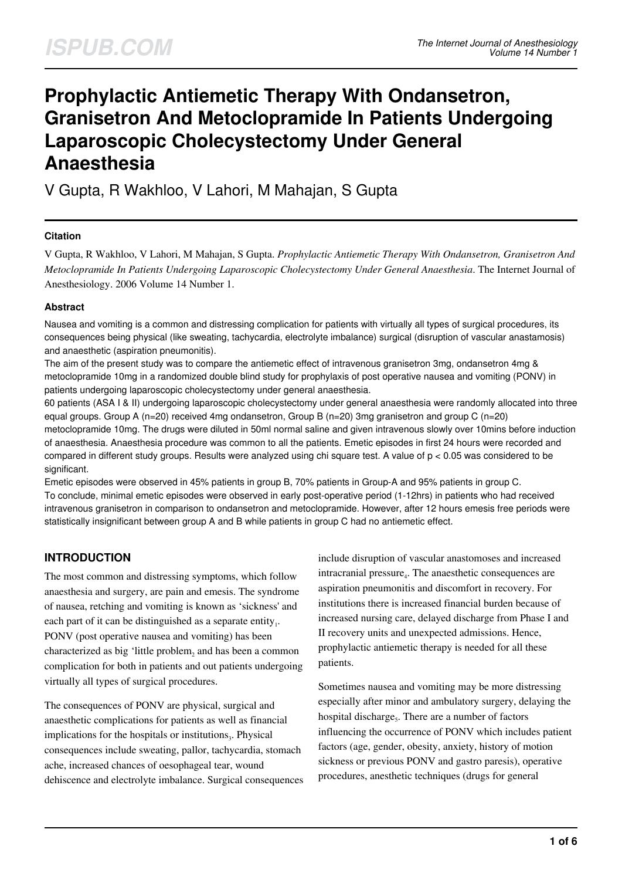# Prophylactic Antiemetic Therapy With Ondansetron, Granisetron And Metoclopramide In Patients Undergoing Laparoscopic Cholecystectomy Under General Anaesthesia

V Gupta, R Wakhloo, V Lahori, M Mahajan, S Gupta

### Citation

V Gupta, R Wakhloo, V Lahori, M Mahajan, S Gupta. *Prophylactic Antiemetic Therapy With Ondansetron, Granisetron And Metoclopramide In Patients Undergoing Laparoscopic Cholecystectomy Under General Anaesthesia*. The Internet Journal of Anesthesiology. 2006 Volume 14 Number 1.

### Abstract

Nausea and vomiting is a common and distressing complication for patients with virtually all types of surgical procedures, its consequences being physical (like sweating, tachycardia, electrolyte imbalance) surgical (disruption of vascular anastamosis) and anaesthetic (aspiration pneumonitis).

The aim of the present study was to compare the antiemetic effect of intravenous granisetron 3mg, ondansetron 4mg & metoclopramide 10mg in a randomized double blind study for prophylaxis of post operative nausea and vomiting (PONV) in patients undergoing laparoscopic cholecystectomy under general anaesthesia.

60 patients (ASA I & II) undergoing laparoscopic cholecystectomy under general anaesthesia were randomly allocated into three equal groups. Group A (n=20) received 4mg ondansetron, Group B (n=20) 3mg granisetron and group C (n=20) metoclopramide 10mg. The drugs were diluted in 50ml normal saline and given intravenous slowly over 10mins before induction of anaesthesia. Anaesthesia procedure was common to all the patients. Emetic episodes in first 24 hours were recorded and compared in different study groups. Results were analyzed using chi square test. A value of $p < 0.05$ was considered to be significant.

Emetic episodes were observed in 45% patients in group B, 70% patients in Group-A and 95% patients in group C.

To conclude, minimal emetic episodes were observed in early post-operative period (1-12hrs) in patients who had received intravenous granisetron in comparison to ondansetron and metoclopramide. However, after 12 hours emesis free periods were statistically insignificant between group A and B while patients in group C had no antiemetic effect.

## INTRODUCTION

The most common and distressing symptoms, which follow anaesthesia and surgery, are pain and emesis. The syndrome of nausea, retching and vomiting is known as 'sickness' and each part of it can be distinguished as a separate entity[1]. PONV (post operative nausea and vomiting) has been characterized as big 'little problem[2] and has been a common complication for both in patients and out patients undergoing virtually all types of surgical procedures.

The consequences of PONV are physical, surgical and anaesthetic complications for patients as well as financial implications for the hospitals or institutions[3]. Physical consequences include sweating, pallor, tachycardia, stomach ache, increased chances of oesophageal tear, wound dehiscence and electrolyte imbalance. Surgical consequences include disruption of vascular anastomoses and increased intracranial pressure[4]. The anaesthetic consequences are aspiration pneumonitis and discomfort in recovery. For institutions there is increased financial burden because of increased nursing care, delayed discharge from Phase I and II recovery units and unexpected admissions. Hence, prophylactic antiemetic therapy is needed for all these patients.

Sometimes nausea and vomiting may be more distressing especially after minor and ambulatory surgery, delaying the hospital discharge[5]. There are a number of factors influencing the occurrence of PONV which includes patient factors (age, gender, obesity, anxiety, history of motion sickness or previous PONV and gastro paresis), operative procedures, anesthetic techniques (drugs for general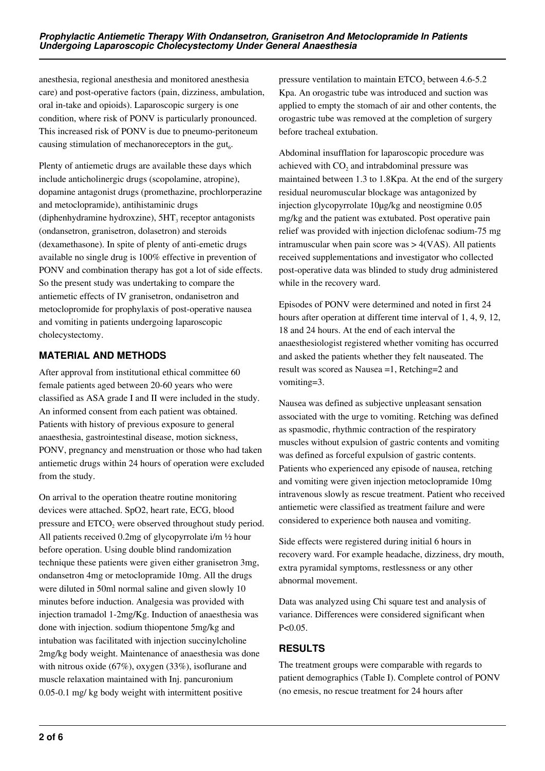anesthesia, regional anesthesia and monitored anesthesia care) and post-operative factors (pain, dizziness, ambulation, oral in-take and opioids). Laparoscopic surgery is one condition, where risk of PONV is particularly pronounced. This increased risk of PONV is due to pneumo-peritoneum causing stimulation of mechanoreceptors in the gut[6].

Plenty of antiemetic drugs are available these days which include anticholinergic drugs (scopolamine, atropine), dopamine antagonist drugs (promethazine, prochlorperazine and metoclopramide), antihistaminic drugs (diphenhydramine hydroxzine), $5HT_3$ receptor antagonists (ondansetron, granisetron, dolasetron) and steroids (dexamethasone). In spite of plenty of anti-emetic drugs available no single drug is 100% effective in prevention of PONV and combination therapy has got a lot of side effects. So the present study was undertaking to compare the antiemetic effects of IV granisetron, ondanisetron and metoclopromide for prophylaxis of post-operative nausea and vomiting in patients undergoing laparoscopic cholecystectomy.

## MATERIAL AND METHODS

After approval from institutional ethical committee 60 female patients aged between 20-60 years who were classified as ASA grade I and II were included in the study. An informed consent from each patient was obtained. Patients with history of previous exposure to general anaesthesia, gastrointestinal disease, motion sickness, PONV, pregnancy and menstruation or those who had taken antiemetic drugs within 24 hours of operation were excluded from the study.

On arrival to the operation theatre routine monitoring devices were attached. SpO2, heart rate, ECG, blood pressure and $ETCO_2$ were observed throughout study period. All patients received 0.2mg of glycopyrrolate i/m ½ hour before operation. Using double blind randomization technique these patients were given either granisetron 3mg, ondansetron 4mg or metoclopramide 10mg. All the drugs were diluted in 50ml normal saline and given slowly 10 minutes before induction. Analgesia was provided with injection tramadol 1-2mg/Kg. Induction of anaesthesia was done with injection. sodium thiopentone 5mg/kg and intubation was facilitated with injection succinylcholine 2mg/kg body weight. Maintenance of anaesthesia was done with nitrous oxide (67%), oxygen (33%), isoflurane and muscle relaxation maintained with Inj. pancuronium 0.05-0.1 mg/ kg body weight with intermittent positive pressure ventilation to maintain $ETCO_2$ between 4.6-5.2 Kpa. An orogastric tube was introduced and suction was applied to empty the stomach of air and other contents, the orogastric tube was removed at the completion of surgery before tracheal extubation.

Abdominal insufflation for laparoscopic procedure was achieved with $CO_2$ and intrabdominal pressure was maintained between 1.3 to 1.8Kpa. At the end of the surgery residual neuromuscular blockage was antagonized by injection glycopyrrolate 10μg/kg and neostigmine 0.05 mg/kg and the patient was extubated. Post operative pain relief was provided with injection diclofenac sodium-75 mg intramuscular when pain score was > 4(VAS). All patients received supplementations and investigator who collected post-operative data was blinded to study drug administered while in the recovery ward.

Episodes of PONV were determined and noted in first 24 hours after operation at different time interval of 1, 4, 9, 12, 18 and 24 hours. At the end of each interval the anaesthesiologist registered whether vomiting has occurred and asked the patients whether they felt nauseated. The result was scored as Nausea =1, Retching=2 and vomiting=3.

Nausea was defined as subjective unpleasant sensation associated with the urge to vomiting. Retching was defined as spasmodic, rhythmic contraction of the respiratory muscles without expulsion of gastric contents and vomiting was defined as forceful expulsion of gastric contents. Patients who experienced any episode of nausea, retching and vomiting were given injection metoclopramide 10mg intravenous slowly as rescue treatment. Patient who received antiemetic were classified as treatment failure and were considered to experience both nausea and vomiting.

Side effects were registered during initial 6 hours in recovery ward. For example headache, dizziness, dry mouth, extra pyramidal symptoms, restlessness or any other abnormal movement.

Data was analyzed using Chi square test and analysis of variance. Differences were considered significant when $P<0.05$.

## RESULTS

The treatment groups were comparable with regards to patient demographics (Table I). Complete control of PONV (no emesis, no rescue treatment for 24 hours after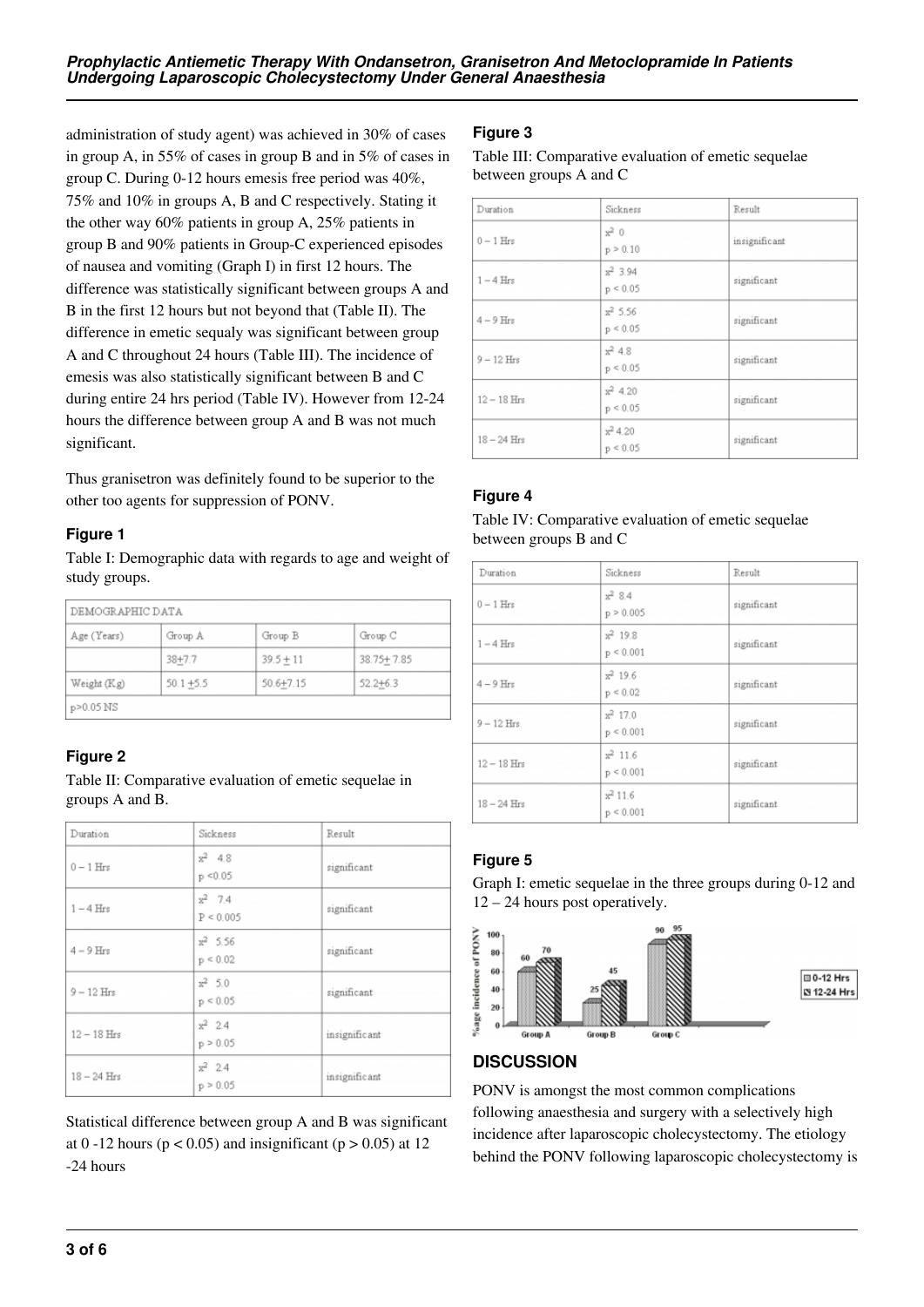administration of study agent) was achieved in 30% of cases in group A, in 55% of cases in group B and in 5% of cases in group C. During 0-12 hours emesis free period was 40%, 75% and 10% in groups A, B and C respectively. Stating it the other way 60% patients in group A, 25% patients in group B and 90% patients in Group-C experienced episodes of nausea and vomiting (Graph I) in first 12 hours. The difference was statistically significant between groups A and B in the first 12 hours but not beyond that (Table II). The difference in emetic sequaly was significant between group A and C throughout 24 hours (Table III). The incidence of emesis was also statistically significant between B and C during entire 24 hrs period (Table IV). However from 12-24 hours the difference between group A and B was not much significant.

Thus granisetron was definitely found to be superior to the other too agents for suppression of PONV.

### Figure 1

Table I: Demographic data with regards to age and weight of study groups.

| DEMOGRAPHIC DATA | | | |
|---|---|---|---|
| Age (Years) | Group A | Group B | Group C |
| | 38±7.7 | 39.5 ± 11 | 38.75± 7.85 |
| Weight (Kg) | 50.1 ±5.5 | 50.6±7.15 | 52.2±6.3 |
| p>0.05 NS | | | |

### Figure 2

Table II: Comparative evaluation of emetic sequelae in groups A and B.

| Duration | Sickness | Result |
|---|---|---|
| 0 – 1 Hrs | $x^2$ 4.8 $p < 0.05$ | significant |
| 1 – 4 Hrs | $x^2$ 7.4 $P < 0.005$ | significant |
| 4 – 9 Hrs | $x^2$ 5.56 $p < 0.02$ | significant |
| 9 – 12 Hrs | $x^2$ 5.0 $p < 0.05$ | significant |
| 12 – 18 Hrs | $x^2$ 2.4 $p > 0.05$ | insignificant |
| 18 – 24 Hrs | $x^2$ 2.4 $p > 0.05$ | insignificant |

Statistical difference between group A and B was significant at 0 -12 hours ($p < 0.05$) and insignificant ($p > 0.05$) at 12 -24 hours

### Figure 3

Table III: Comparative evaluation of emetic sequelae between groups A and C

| Duration | Sickness | Result |
|---|---|---|
| 0 – 1 Hrs | $x^2$ 0 $p > 0.10$ | insignificant |
| 1 – 4 Hrs | $x^2$ 3.94 $p < 0.05$ | significant |
| 4 – 9 Hrs | $x^2$ 5.56 $p < 0.05$ | significant |
| 9 – 12 Hrs | $x^2$ 4.8 $p < 0.05$ | significant |
| 12 – 18 Hrs | $x^2$ 4.20 $p < 0.05$ | significant |
| 18 – 24 Hrs | $x^2$ 4.20 $p < 0.05$ | significant |

### Figure 4

Table IV: Comparative evaluation of emetic sequelae between groups B and C

| Duration | Sickness | Result |
|---|---|---|
| 0 – 1 Hrs | $x^2$ 8.4 $p > 0.005$ | significant |
| 1 – 4 Hrs | $x^2$ 19.8 $p < 0.001$ | significant |
| 4 – 9 Hrs | $x^2$ 19.6 $p < 0.02$ | significant |
| 9 – 12 Hrs | $x^2$ 17.0 $p < 0.001$ | significant |
| 12 – 18 Hrs | $x^2$ 11.6 $p < 0.001$ | significant |
| 18 – 24 Hrs | $x^2$ 11.6 $p < 0.001$ | significant |

### Figure 5

Graph I: emetic sequelae in the three groups during 0-12 and 12 – 24 hours post operatively.

## DISCUSSION

PONV is amongst the most common complications following anaesthesia and surgery with a selectively high incidence after laparoscopic cholecystectomy. The etiology behind the PONV following laparoscopic cholecystectomy is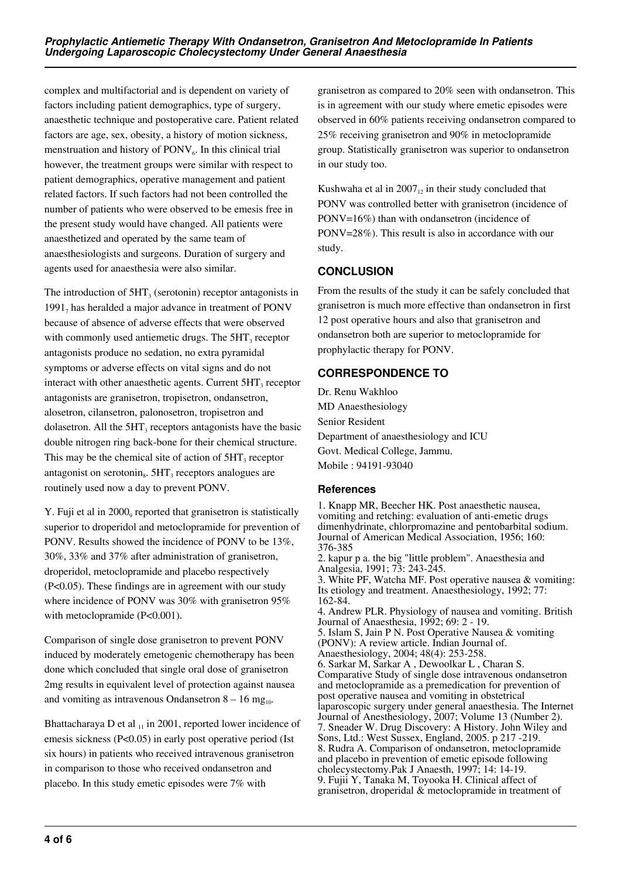complex and multifactorial and is dependent on variety of factors including patient demographics, type of surgery, anaesthetic technique and postoperative care. Patient related factors are age, sex, obesity, a history of motion sickness, menstruation and history of PONV[6]. In this clinical trial however, the treatment groups were similar with respect to patient demographics, operative management and patient related factors. If such factors had not been controlled the number of patients who were observed to be emesis free in the present study would have changed. All patients were anaesthetized and operated by the same team of anaesthesiologists and surgeons. Duration of surgery and agents used for anaesthesia were also similar.

The introduction of $5HT_3$ (serotonin) receptor antagonists in 1991[7] has heralded a major advance in treatment of PONV because of absence of adverse effects that were observed with commonly used antiemetic drugs. The $5HT_3$ receptor antagonists produce no sedation, no extra pyramidal symptoms or adverse effects on vital signs and do not interact with other anaesthetic agents. Current $5HT_3$ receptor antagonists are granisetron, tropisetron, ondansetron, alosetron, cilansetron, palonosetron, tropisetron and dolasetron. All the $5HT_3$ receptors antagonists have the basic double nitrogen ring back-bone for their chemical structure. This may be the chemical site of action of $5HT_3$ receptor antagonist on serotonin[8]. $5HT_3$ receptors analogues are routinely used now a day to prevent PONV.

Y. Fuji et al in 2000[9] reported that granisetron is statistically superior to droperidol and metoclopramide for prevention of PONV. Results showed the incidence of PONV to be 13%, 30%, 33% and 37% after administration of granisetron, droperidol, metoclopramide and placebo respectively ($P<0.05$). These findings are in agreement with our study where incidence of PONV was 30% with granisetron 95% with metoclopramide ($P<0.001$).

Comparison of single dose granisetron to prevent PONV induced by moderately emetogenic chemotherapy has been done which concluded that single oral dose of granisetron 2mg results in equivalent level of protection against nausea and vomiting as intravenous Ondansetron 8 – 16 mg[10].

Bhattacharaya D et al [11] in 2001, reported lower incidence of emesis sickness ($P<0.05$) in early post operative period (Ist six hours) in patients who received intravenous granisetron in comparison to those who received ondansetron and placebo. In this study emetic episodes were 7% with granisetron as compared to 20% seen with ondansetron. This is in agreement with our study where emetic episodes were observed in 60% patients receiving ondansetron compared to 25% receiving granisetron and 90% in metoclopramide group. Statistically granisetron was superior to ondansetron in our study too.

Kushwaha et al in 2007[12] in their study concluded that PONV was controlled better with granisetron (incidence of PONV=16%) than with ondansetron (incidence of PONV=28%). This result is also in accordance with our study.

## CONCLUSION

From the results of the study it can be safely concluded that granisetron is much more effective than ondansetron in first 12 post operative hours and also that granisetron and ondansetron both are superior to metoclopramide for prophylactic therapy for PONV.

## CORRESPONDENCE TO

Dr. Renu Wakhloo
MD Anaesthesiology
Senior Resident
Department of anaesthesiology and ICU
Govt. Medical College, Jammu.
Mobile : 94191-93040

### References

1. Knapp MR, Beecher HK. Post anaesthetic nausea, vomiting and retching: evaluation of anti-emetic drugs dimenhydrinate, chlorpromazine and pentobarbital sodium. Journal of American Medical Association, 1956; 160: 376-385
2. kapur p a. the big "little problem". Anaesthesia and Analgesia, 1991; 73: 243-245.
3. White PF, Watcha MF. Post operative nausea & vomiting: Its etiology and treatment. Anaesthesiology, 1992; 77: 162-84.
4. Andrew PLR. Physiology of nausea and vomiting. British Journal of Anaesthesia, 1992; 69: 2 - 19.
5. Islam S, Jain P N. Post Operative Nausea & vomiting (PONV): A review article. Indian Journal of. Anaesthesiology, 2004; 48(4): 253-258.
6. Sarkar M, Sarkar A , Dewoolkar L , Charan S. Comparative Study of single dose intravenous ondansetron and metoclopramide as a premedication for prevention of post operative nausea and vomiting in obstetrical laparoscopic surgery under general anaesthesia. The Internet Journal of Anesthesiology, 2007; Volume 13 (Number 2).
7. Sneader W. Drug Discovery: A History. John Wiley and Sons, Ltd.: West Sussex, England, 2005. p 217 -219.
8. Rudra A. Comparison of ondansetron, metoclopramide and placebo in prevention of emetic episode following cholecystectomy.Pak J Anaesth, 1997; 14: 14-19.
9. Fujii Y, Tanaka M, Toyooka H. Clinical affect of granisetron, droperidal & metoclopramide in treatment of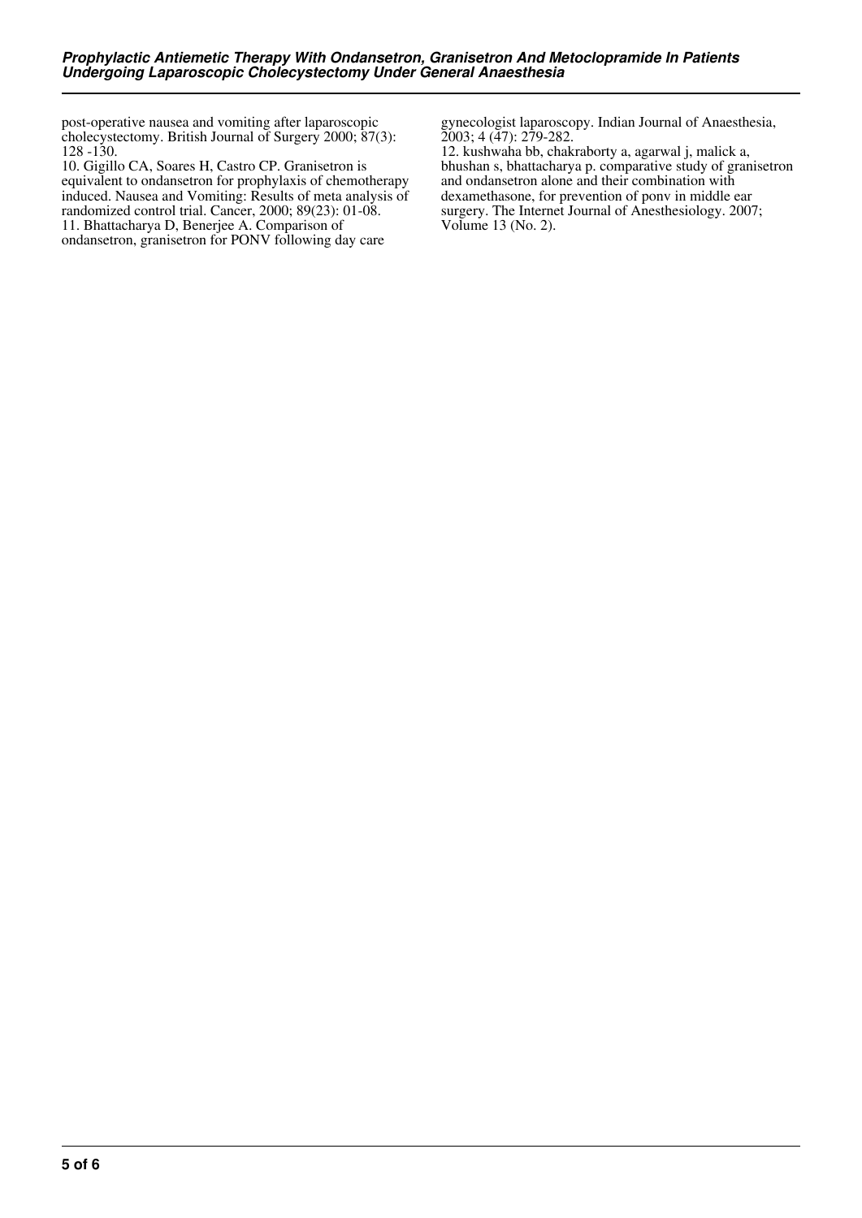post-operative nausea and vomiting after laparoscopic cholecystectomy. British Journal of Surgery 2000; 87(3): 128 -130.

10. Gigillo CA, Soares H, Castro CP. Granisetron is equivalent to ondansetron for prophylaxis of chemotherapy induced. Nausea and Vomiting: Results of meta analysis of randomized control trial. Cancer, 2000; 89(23): 01-08.

11. Bhattacharya D, Benerjee A. Comparison of ondansetron, granisetron for PONV following day care gynecologist laparoscopy. Indian Journal of Anaesthesia, 2003; 4 (47): 279-282.

12. kushwaha bb, chakraborty a, agarwal j, malick a, bhushan s, bhattacharya p. comparative study of granisetron and ondansetron alone and their combination with dexamethasone, for prevention of ponv in middle ear surgery. The Internet Journal of Anesthesiology. 2007; Volume 13 (No. 2).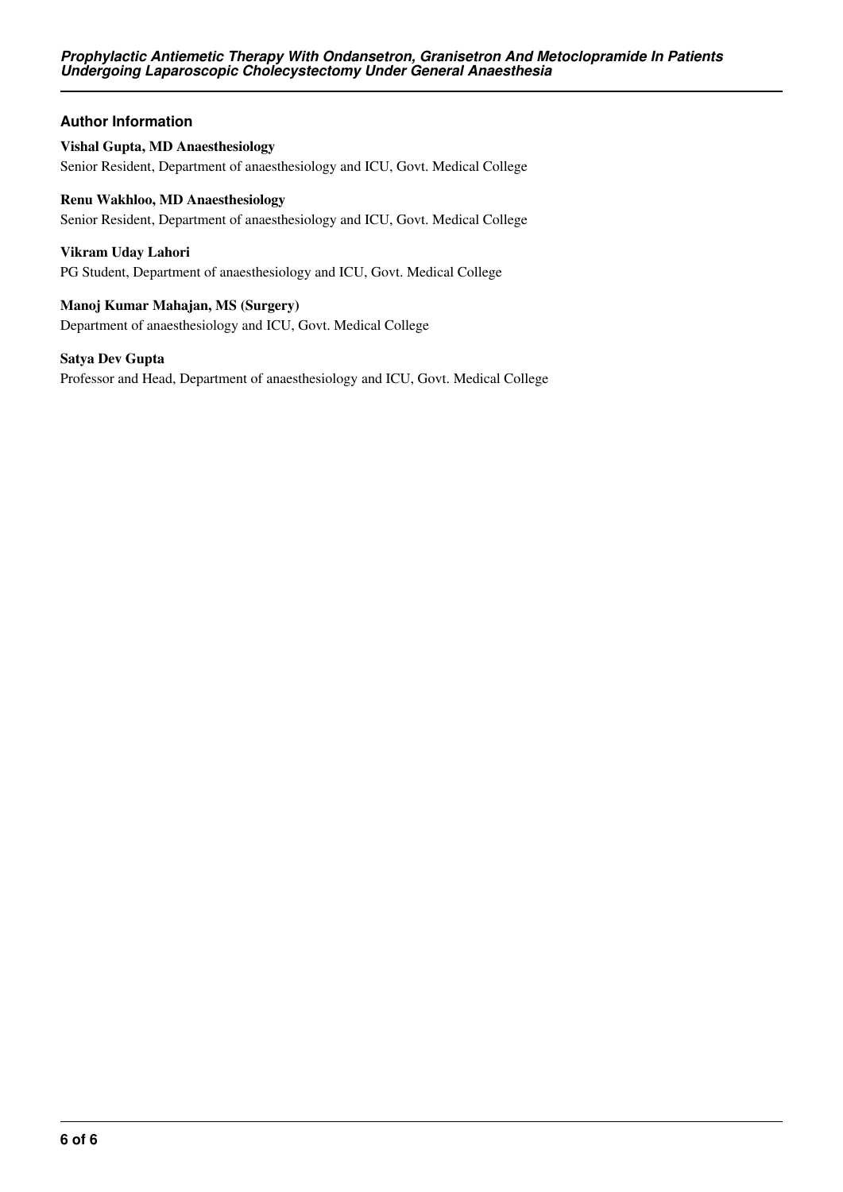## Author Information

**Vishal Gupta, MD Anaesthesiology**
Senior Resident, Department of anaesthesiology and ICU, Govt. Medical College

**Renu Wakhloo, MD Anaesthesiology**
Senior Resident, Department of anaesthesiology and ICU, Govt. Medical College

**Vikram Uday Lahori**
PG Student, Department of anaesthesiology and ICU, Govt. Medical College

**Manoj Kumar Mahajan, MS (Surgery)**
Department of anaesthesiology and ICU, Govt. Medical College

**Satya Dev Gupta**
Professor and Head, Department of anaesthesiology and ICU, Govt. Medical College